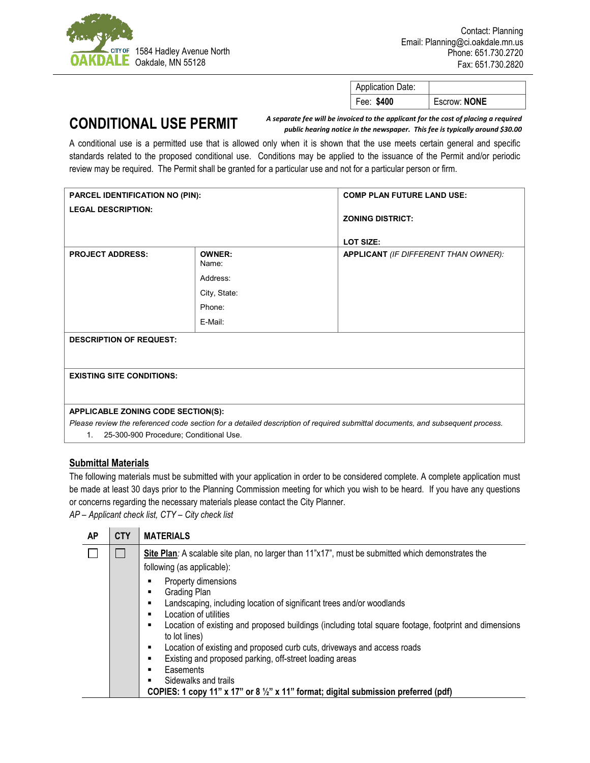CITY OF OAKDALE 1584 Hadley Avenue North
Oakdale, MN 55128

Contact: Planning
Email: Planning@ci.oakdale.mn.us
Phone: 651.730.2720
Fax: 651.730.2820

| Application Date: | |
|---|---|
| Fee: **$400** | Escrow: **NONE** |

# CONDITIONAL USE PERMIT

***A separate fee will be invoiced to the applicant for the cost of placing a required public hearing notice in the newspaper. This fee is typically around $30.00***

A conditional use is a permitted use that is allowed only when it is shown that the use meets certain general and specific standards related to the proposed conditional use. Conditions may be applied to the issuance of the Permit and/or periodic review may be required. The Permit shall be granted for a particular use and not for a particular person or firm.

| **PARCEL IDENTIFICATION NO (PIN):**<br>**LEGAL DESCRIPTION:** | | **COMP PLAN FUTURE LAND USE:**<br>**ZONING DISTRICT:**<br>**LOT SIZE:** |
|---|---|---|
| **PROJECT ADDRESS:** | **OWNER:**<br>Name:<br>Address:<br>City, State:<br>Phone:<br>E-Mail: | **APPLICANT** *(IF DIFFERENT THAN OWNER):* |
| **DESCRIPTION OF REQUEST:** | | |
| **EXISTING SITE CONDITIONS:** | | |
| **APPLICABLE ZONING CODE SECTION(S):**<br>*Please review the referenced code section for a detailed description of required submittal documents, and subsequent process.*<br>1. 25-300-900 Procedure; Conditional Use. | | |

## Submittal Materials

The following materials must be submitted with your application in order to be considered complete. A complete application must be made at least 30 days prior to the Planning Commission meeting for which you wish to be heard. If you have any questions or concerns regarding the necessary materials please contact the City Planner.

*AP – Applicant check list, CTY – City check list*

| AP | CTY | MATERIALS |
|---|---|---|
| ☐ | ☐ | **Site Plan**: A scalable site plan, no larger than 11"x17", must be submitted which demonstrates the following (as applicable):<br>▪ Property dimensions<br>▪ Grading Plan<br>▪ Landscaping, including location of significant trees and/or woodlands<br>▪ Location of utilities<br>▪ Location of existing and proposed buildings (including total square footage, footprint and dimensions to lot lines)<br>▪ Location of existing and proposed curb cuts, driveways and access roads<br>▪ Existing and proposed parking, off-street loading areas<br>▪ Easements<br>▪ Sidewalks and trails<br>**COPIES: 1 copy 11" x 17" or 8 ½" x 11" format; digital submission preferred (pdf)** |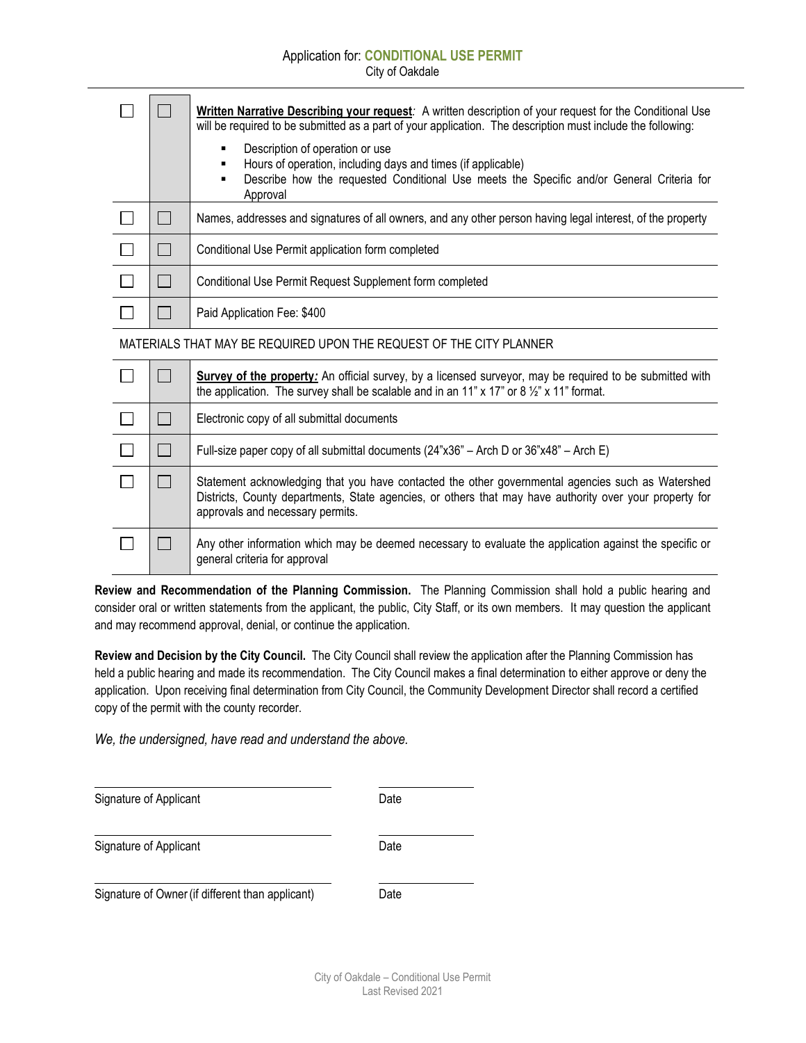Application for: **CONDITIONAL USE PERMIT**
City of Oakdale

| | | |
|---|---|---|
| ☐ | ☐ | **Written Narrative Describing your request**: A written description of your request for the Conditional Use will be required to be submitted as a part of your application. The description must include the following:<br>▪ Description of operation or use<br>▪ Hours of operation, including days and times (if applicable)<br>▪ Describe how the requested Conditional Use meets the Specific and/or General Criteria for Approval |
| ☐ | ☐ | Names, addresses and signatures of all owners, and any other person having legal interest, of the property |
| ☐ | ☐ | Conditional Use Permit application form completed |
| ☐ | ☐ | Conditional Use Permit Request Supplement form completed |
| ☐ | ☐ | Paid Application Fee: $400 |

MATERIALS THAT MAY BE REQUIRED UPON THE REQUEST OF THE CITY PLANNER

| | | |
|---|---|---|
| ☐ | ☐ | **Survey of the property**: An official survey, by a licensed surveyor, may be required to be submitted with the application. The survey shall be scalable and in an 11" x 17" or 8 ½" x 11" format. |
| ☐ | ☐ | Electronic copy of all submittal documents |
| ☐ | ☐ | Full-size paper copy of all submittal documents (24"x36" – Arch D or 36"x48" – Arch E) |
| ☐ | ☐ | Statement acknowledging that you have contacted the other governmental agencies such as Watershed Districts, County departments, State agencies, or others that may have authority over your property for approvals and necessary permits. |
| ☐ | ☐ | Any other information which may be deemed necessary to evaluate the application against the specific or general criteria for approval |

**Review and Recommendation of the Planning Commission.** The Planning Commission shall hold a public hearing and consider oral or written statements from the applicant, the public, City Staff, or its own members. It may question the applicant and may recommend approval, denial, or continue the application.

**Review and Decision by the City Council.** The City Council shall review the application after the Planning Commission has held a public hearing and made its recommendation. The City Council makes a final determination to either approve or deny the application. Upon receiving final determination from City Council, the Community Development Director shall record a certified copy of the permit with the county recorder.

*We, the undersigned, have read and understand the above.*

\_\_\_\_\_\_\_\_\_\_\_\_\_\_\_\_\_\_\_\_\_\_\_\_\_\_\_\_\_\_ \_\_\_\_\_\_\_\_\_\_\_\_
Signature of Applicant Date

\_\_\_\_\_\_\_\_\_\_\_\_\_\_\_\_\_\_\_\_\_\_\_\_\_\_\_\_\_\_ \_\_\_\_\_\_\_\_\_\_\_\_
Signature of Applicant Date

\_\_\_\_\_\_\_\_\_\_\_\_\_\_\_\_\_\_\_\_\_\_\_\_\_\_\_\_\_\_ \_\_\_\_\_\_\_\_\_\_\_\_
Signature of Owner (if different than applicant) Date